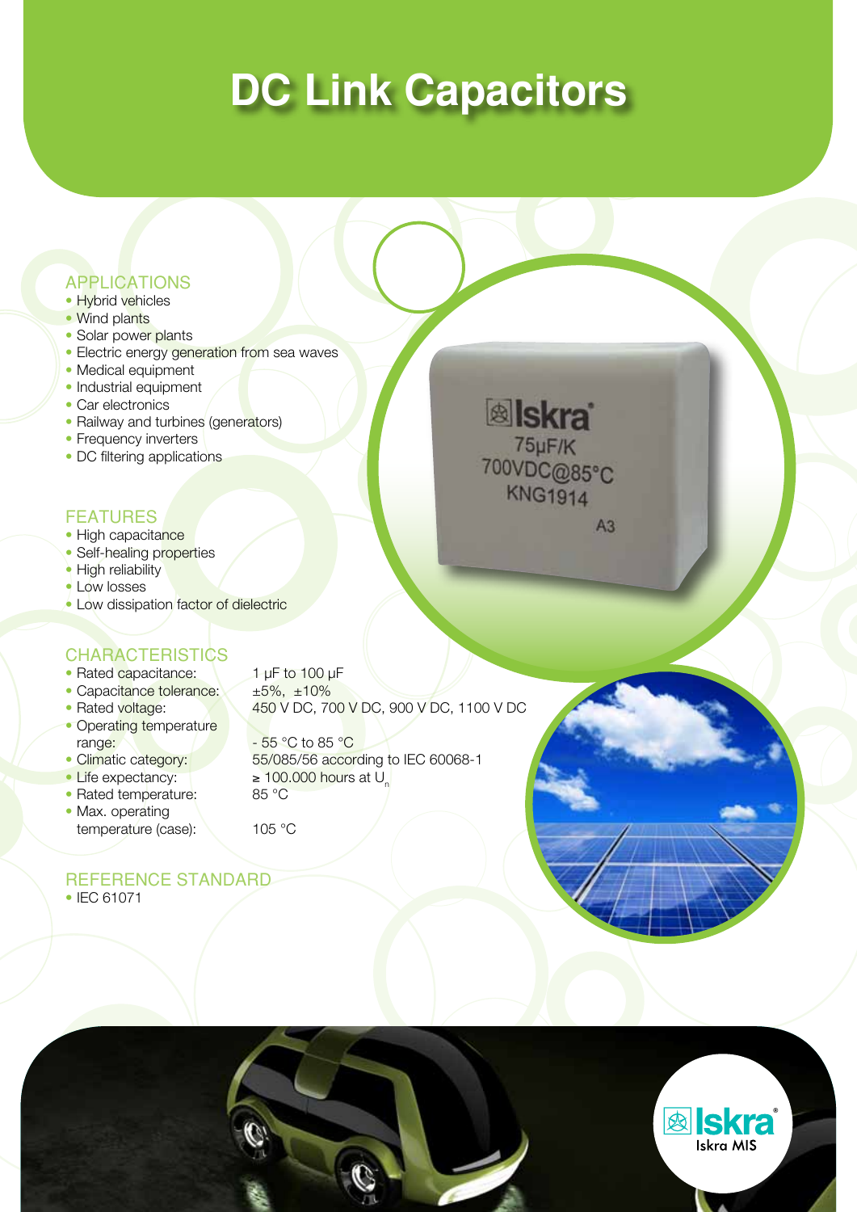# DC Link Capacitors

## APPLICATIONS

- Hybrid vehicles
- Wind plants
- Solar power plants
- Electric energy generation from sea waves
- Medical equipment
- Industrial equipment
- Car electronics
- Railway and turbines (generators)
- Frequency inverters
- DC filtering applications

## FEATURES

- High capacitance
- Self-healing properties
- High reliability
- Low losses
- Low dissipation factor of dielectric

## CHARACTERISTICS

- Rated capacitance: 1 µF to 100 µF
- Capacitance tolerance: ±5%, ±10%
- Rated voltage: 450 V DC, 700 V DC, 900 V DC, 1100 V DC
- Operating temperature range: - 55 °C to 85 °C
- Climatic category: 55/085/56 according to IEC 60068-1
- Life expectancy: ≥ 100.000 hours at $U_n$
- Rated temperature: 85 °C
- Max. operating temperature (case): 105 °C

## REFERENCE STANDARD

- IEC 61071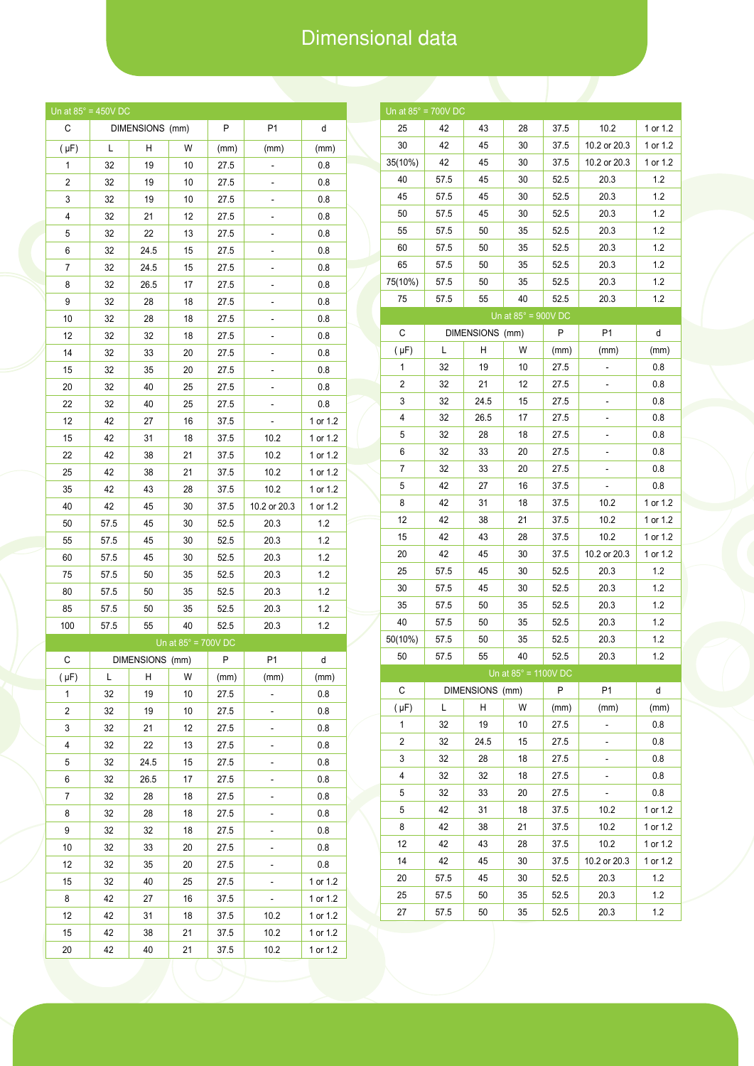# Dimensional data

| Un at 85° = 450V DC | | | | | | |
|---|---|---|---|---|---|---|
| C | DIMENSIONS (mm) | | | P | P1 | d |
| (μF) | L | H | W | (mm) | (mm) | (mm) |
| 1 | 32 | 19 | 10 | 27.5 | - | 0.8 |
| 2 | 32 | 19 | 10 | 27.5 | - | 0.8 |
| 3 | 32 | 19 | 10 | 27.5 | - | 0.8 |
| 4 | 32 | 21 | 12 | 27.5 | - | 0.8 |
| 5 | 32 | 22 | 13 | 27.5 | - | 0.8 |
| 6 | 32 | 24.5 | 15 | 27.5 | - | 0.8 |
| 7 | 32 | 24.5 | 15 | 27.5 | - | 0.8 |
| 8 | 32 | 26.5 | 17 | 27.5 | - | 0.8 |
| 9 | 32 | 28 | 18 | 27.5 | - | 0.8 |
| 10 | 32 | 28 | 18 | 27.5 | - | 0.8 |
| 12 | 32 | 32 | 18 | 27.5 | - | 0.8 |
| 14 | 32 | 33 | 20 | 27.5 | - | 0.8 |
| 15 | 32 | 35 | 20 | 27.5 | - | 0.8 |
| 20 | 32 | 40 | 25 | 27.5 | - | 0.8 |
| 22 | 32 | 40 | 25 | 27.5 | - | 0.8 |
| 12 | 42 | 27 | 16 | 37.5 | - | 1 or 1.2 |
| 15 | 42 | 31 | 18 | 37.5 | 10.2 | 1 or 1.2 |
| 22 | 42 | 38 | 21 | 37.5 | 10.2 | 1 or 1.2 |
| 25 | 42 | 38 | 21 | 37.5 | 10.2 | 1 or 1.2 |
| 35 | 42 | 43 | 28 | 37.5 | 10.2 | 1 or 1.2 |
| 40 | 42 | 45 | 30 | 37.5 | 10.2 or 20.3 | 1 or 1.2 |
| 50 | 57.5 | 45 | 30 | 52.5 | 20.3 | 1.2 |
| 55 | 57.5 | 45 | 30 | 52.5 | 20.3 | 1.2 |
| 60 | 57.5 | 45 | 30 | 52.5 | 20.3 | 1.2 |
| 75 | 57.5 | 50 | 35 | 52.5 | 20.3 | 1.2 |
| 80 | 57.5 | 50 | 35 | 52.5 | 20.3 | 1.2 |
| 85 | 57.5 | 50 | 35 | 52.5 | 20.3 | 1.2 |
| 100 | 57.5 | 55 | 40 | 52.5 | 20.3 | 1.2 |

| Un at 85° = 700V DC | | | | | | |
|---|---|---|---|---|---|---|
| C | DIMENSIONS (mm) | | | P | P1 | d |
| (μF) | L | H | W | (mm) | (mm) | (mm) |
| 1 | 32 | 19 | 10 | 27.5 | - | 0.8 |
| 2 | 32 | 19 | 10 | 27.5 | - | 0.8 |
| 3 | 32 | 21 | 12 | 27.5 | - | 0.8 |
| 4 | 32 | 22 | 13 | 27.5 | - | 0.8 |
| 5 | 32 | 24.5 | 15 | 27.5 | - | 0.8 |
| 6 | 32 | 26.5 | 17 | 27.5 | - | 0.8 |
| 7 | 32 | 28 | 18 | 27.5 | - | 0.8 |
| 8 | 32 | 28 | 18 | 27.5 | - | 0.8 |
| 9 | 32 | 32 | 18 | 27.5 | - | 0.8 |
| 10 | 32 | 33 | 20 | 27.5 | - | 0.8 |
| 12 | 32 | 35 | 20 | 27.5 | - | 0.8 |
| 15 | 32 | 40 | 25 | 27.5 | - | 1 or 1.2 |
| 8 | 42 | 27 | 16 | 37.5 | - | 1 or 1.2 |
| 12 | 42 | 31 | 18 | 37.5 | 10.2 | 1 or 1.2 |
| 15 | 42 | 38 | 21 | 37.5 | 10.2 | 1 or 1.2 |
| 20 | 42 | 40 | 21 | 37.5 | 10.2 | 1 or 1.2 |
| 25 | 42 | 43 | 28 | 37.5 | 10.2 | 1 or 1.2 |
| 30 | 42 | 45 | 30 | 37.5 | 10.2 or 20.3 | 1 or 1.2 |
| 35(10%) | 42 | 45 | 30 | 37.5 | 10.2 or 20.3 | 1 or 1.2 |
| 40 | 57.5 | 45 | 30 | 52.5 | 20.3 | 1.2 |
| 45 | 57.5 | 45 | 30 | 52.5 | 20.3 | 1.2 |
| 50 | 57.5 | 45 | 30 | 52.5 | 20.3 | 1.2 |
| 55 | 57.5 | 50 | 35 | 52.5 | 20.3 | 1.2 |
| 60 | 57.5 | 50 | 35 | 52.5 | 20.3 | 1.2 |
| 65 | 57.5 | 50 | 35 | 52.5 | 20.3 | 1.2 |
| 75(10%) | 57.5 | 50 | 35 | 52.5 | 20.3 | 1.2 |
| 75 | 57.5 | 55 | 40 | 52.5 | 20.3 | 1.2 |

| Un at 85° = 900V DC | | | | | | |
|---|---|---|---|---|---|---|
| C | DIMENSIONS (mm) | | | P | P1 | d |
| (μF) | L | H | W | (mm) | (mm) | (mm) |
| 1 | 32 | 19 | 10 | 27.5 | - | 0.8 |
| 2 | 32 | 21 | 12 | 27.5 | - | 0.8 |
| 3 | 32 | 24.5 | 15 | 27.5 | - | 0.8 |
| 4 | 32 | 26.5 | 17 | 27.5 | - | 0.8 |
| 5 | 32 | 28 | 18 | 27.5 | - | 0.8 |
| 6 | 32 | 33 | 20 | 27.5 | - | 0.8 |
| 7 | 32 | 33 | 20 | 27.5 | - | 0.8 |
| 5 | 42 | 27 | 16 | 37.5 | - | 0.8 |
| 8 | 42 | 31 | 18 | 37.5 | 10.2 | 1 or 1.2 |
| 12 | 42 | 38 | 21 | 37.5 | 10.2 | 1 or 1.2 |
| 15 | 42 | 43 | 28 | 37.5 | 10.2 | 1 or 1.2 |
| 20 | 42 | 45 | 30 | 37.5 | 10.2 or 20.3 | 1 or 1.2 |
| 25 | 57.5 | 45 | 30 | 52.5 | 20.3 | 1.2 |
| 30 | 57.5 | 45 | 30 | 52.5 | 20.3 | 1.2 |
| 35 | 57.5 | 50 | 35 | 52.5 | 20.3 | 1.2 |
| 40 | 57.5 | 50 | 35 | 52.5 | 20.3 | 1.2 |
| 50(10%) | 57.5 | 50 | 35 | 52.5 | 20.3 | 1.2 |
| 50 | 57.5 | 55 | 40 | 52.5 | 20.3 | 1.2 |

| Un at 85° = 1100V DC | | | | | | |
|---|---|---|---|---|---|---|
| C | DIMENSIONS (mm) | | | P | P1 | d |
| (μF) | L | H | W | (mm) | (mm) | (mm) |
| 1 | 32 | 19 | 10 | 27.5 | - | 0.8 |
| 2 | 32 | 24.5 | 15 | 27.5 | - | 0.8 |
| 3 | 32 | 28 | 18 | 27.5 | - | 0.8 |
| 4 | 32 | 32 | 18 | 27.5 | - | 0.8 |
| 5 | 32 | 33 | 20 | 27.5 | - | 0.8 |
| 5 | 42 | 31 | 18 | 37.5 | 10.2 | 1 or 1.2 |
| 8 | 42 | 38 | 21 | 37.5 | 10.2 | 1 or 1.2 |
| 12 | 42 | 43 | 28 | 37.5 | 10.2 | 1 or 1.2 |
| 14 | 42 | 45 | 30 | 37.5 | 10.2 or 20.3 | 1 or 1.2 |
| 20 | 57.5 | 45 | 30 | 52.5 | 20.3 | 1.2 |
| 25 | 57.5 | 50 | 35 | 52.5 | 20.3 | 1.2 |
| 27 | 57.5 | 50 | 35 | 52.5 | 20.3 | 1.2 |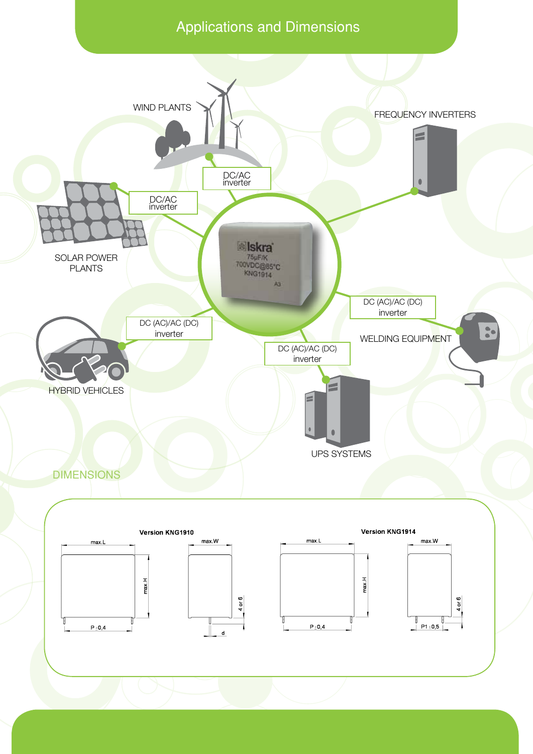# Applications and Dimensions

WIND PLANTS

DC/AC inverter

FREQUENCY INVERTERS

DC/AC inverter

SOLAR POWER PLANTS

Iskra
75µF/K
700VDC@85°C
KNG1914
A3

DC (AC)/AC (DC) inverter

WELDING EQUIPMENT

DC (AC)/AC (DC) inverter

HYBRID VEHICLES

DC (AC)/AC (DC) inverter

UPS SYSTEMS

## DIMENSIONS

**Version KNG1910**

max.L, max.H, P ±0,4, max.W, 4 or 6, d

**Version KNG1914**

max.L, max.H, P ±0,4, max.W, 4 or 6, P1 ±0,5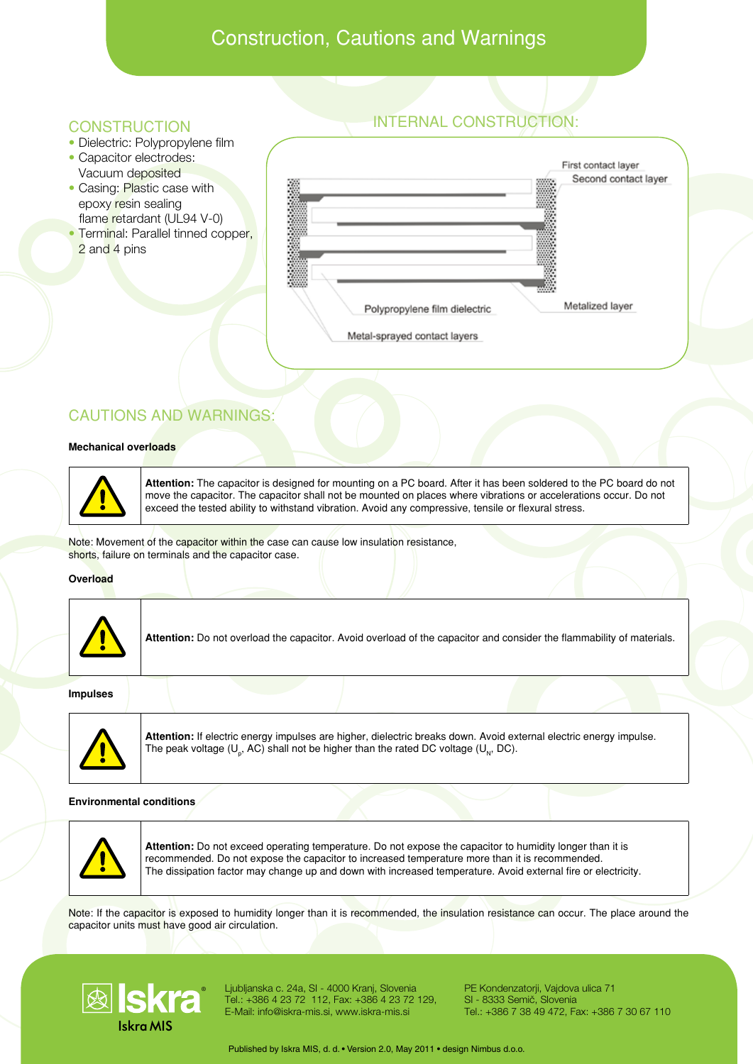# Construction, Cautions and Warnings

## CONSTRUCTION

- Dielectric: Polypropylene film
- Capacitor electrodes: Vacuum deposited
- Casing: Plastic case with epoxy resin sealing flame retardant (UL94 V-0)
- Terminal: Parallel tinned copper, 2 and 4 pins

## INTERNAL CONSTRUCTION:

First contact layer

Second contact layer

Polypropylene film dielectric

Metalized layer

Metal-sprayed contact layers

## CAUTIONS AND WARNINGS:

**Mechanical overloads**

| | |
|---|---|
| ⚠ | **Attention:** The capacitor is designed for mounting on a PC board. After it has been soldered to the PC board do not move the capacitor. The capacitor shall not be mounted on places where vibrations or accelerations occur. Do not exceed the tested ability to withstand vibration. Avoid any compressive, tensile or flexural stress. |

Note: Movement of the capacitor within the case can cause low insulation resistance, shorts, failure on terminals and the capacitor case.

**Overload**

| | |
|---|---|
| ⚠ | **Attention:** Do not overload the capacitor. Avoid overload of the capacitor and consider the flammability of materials. |

**Impulses**

| | |
|---|---|
| ⚠ | **Attention:** If electric energy impulses are higher, dielectric breaks down. Avoid external electric energy impulse. The peak voltage ($U_p$, AC) shall not be higher than the rated DC voltage ($U_N$, DC). |

**Environmental conditions**

| | |
|---|---|
| ⚠ | **Attention:** Do not exceed operating temperature. Do not expose the capacitor to humidity longer than it is recommended. Do not expose the capacitor to increased temperature more than it is recommended. The dissipation factor may change up and down with increased temperature. Avoid external fire or electricity. |

Note: If the capacitor is exposed to humidity longer than it is recommended, the insulation resistance can occur. The place around the capacitor units must have good air circulation.

Iskra® Iskra MIS

Ljubljanska c. 24a, SI - 4000 Kranj, Slovenia
Tel.: +386 4 23 72 112, Fax: +386 4 23 72 129,
E-Mail: info@iskra-mis.si, www.iskra-mis.si

PE Kondenzatorji, Vajdova ulica 71
SI - 8333 Semič, Slovenia
Tel.: +386 7 38 49 472, Fax: +386 7 30 67 110

Published by Iskra MIS, d. d. • Version 2.0, May 2011 • design Nimbus d.o.o.